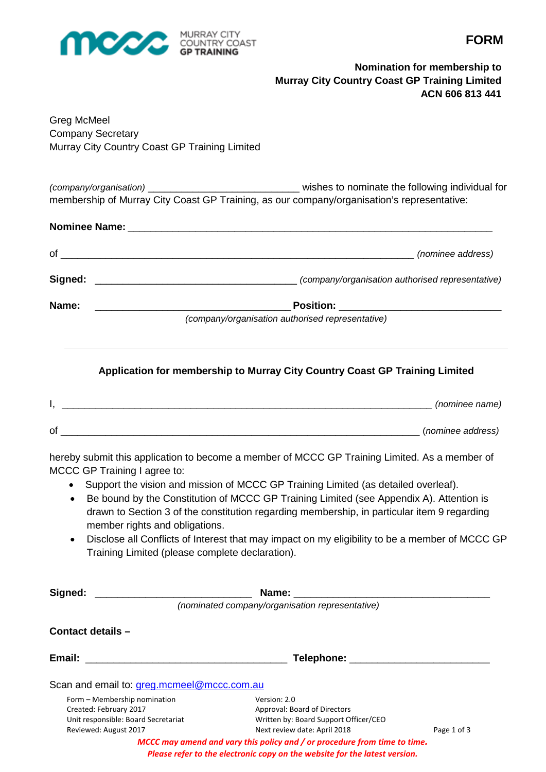MURRAY CITY COUNTRY COAST GP TRAINING

**FORM**

**Nomination for membership to Murray City Country Coast GP Training Limited ACN 606 813 441**

Greg McMeel
Company Secretary
Murray City Country Coast GP Training Limited

*(company/organisation)* ___________________________ wishes to nominate the following individual for membership of Murray City Coast GP Training, as our company/organisation's representative:

**Nominee Name:** ___________________________________________________________________

of _________________________________________________________________ *(nominee address)*

**Signed:** _____________________________________ *(company/organisation authorised representative)*

**Name:** ___________________________________ **Position:** ______________________________
*(company/organisation authorised representative)*

---

### Application for membership to Murray City Country Coast GP Training Limited

I, ____________________________________________________________________ *(nominee name)*

of __________________________________________________________________ *(nominee address)*

hereby submit this application to become a member of MCCC GP Training Limited. As a member of MCCC GP Training I agree to:

- Support the vision and mission of MCCC GP Training Limited (as detailed overleaf).
- Be bound by the Constitution of MCCC GP Training Limited (see Appendix A). Attention is drawn to Section 3 of the constitution regarding membership, in particular item 9 regarding member rights and obligations.
- Disclose all Conflicts of Interest that may impact on my eligibility to be a member of MCCC GP Training Limited (please complete declaration).

**Signed:** ____________________________ **Name:** ____________________________________
*(nominated company/organisation representative)*

**Contact details –**

**Email:** _____________________________________ **Telephone:** _________________________

Scan and email to: greg.mcmeel@mccc.com.au

Form – Membership nomination
Created: February 2017
Unit responsible: Board Secretariat
Reviewed: August 2017

Version: 2.0
Approval: Board of Directors
Written by: Board Support Officer/CEO
Next review date: April 2018

***MCCC may amend and vary this policy and / or procedure from time to time.***
***Please refer to the electronic copy on the website for the latest version.***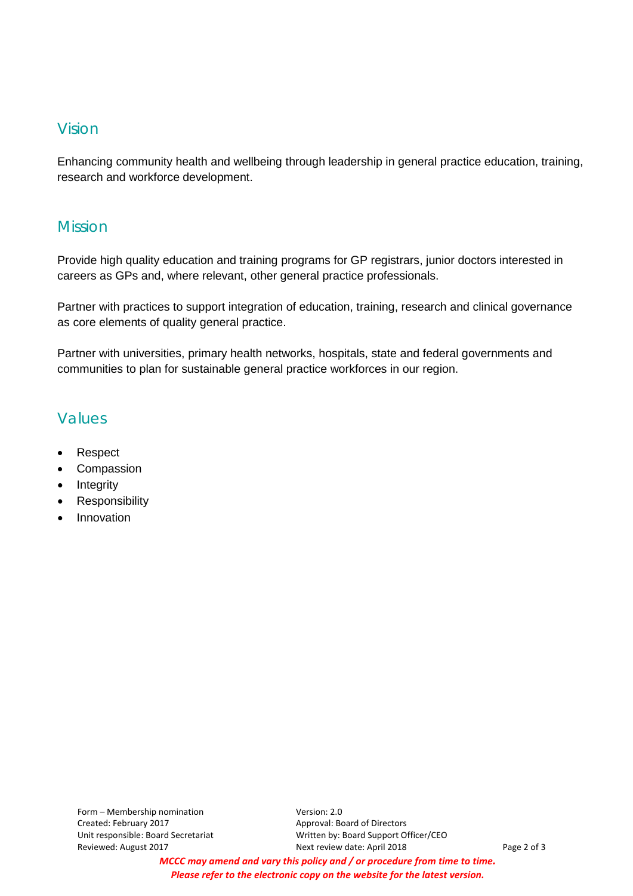## Vision

Enhancing community health and wellbeing through leadership in general practice education, training, research and workforce development.

## Mission

Provide high quality education and training programs for GP registrars, junior doctors interested in careers as GPs and, where relevant, other general practice professionals.

Partner with practices to support integration of education, training, research and clinical governance as core elements of quality general practice.

Partner with universities, primary health networks, hospitals, state and federal governments and communities to plan for sustainable general practice workforces in our region.

## Values

- Respect
- Compassion
- Integrity
- Responsibility
- Innovation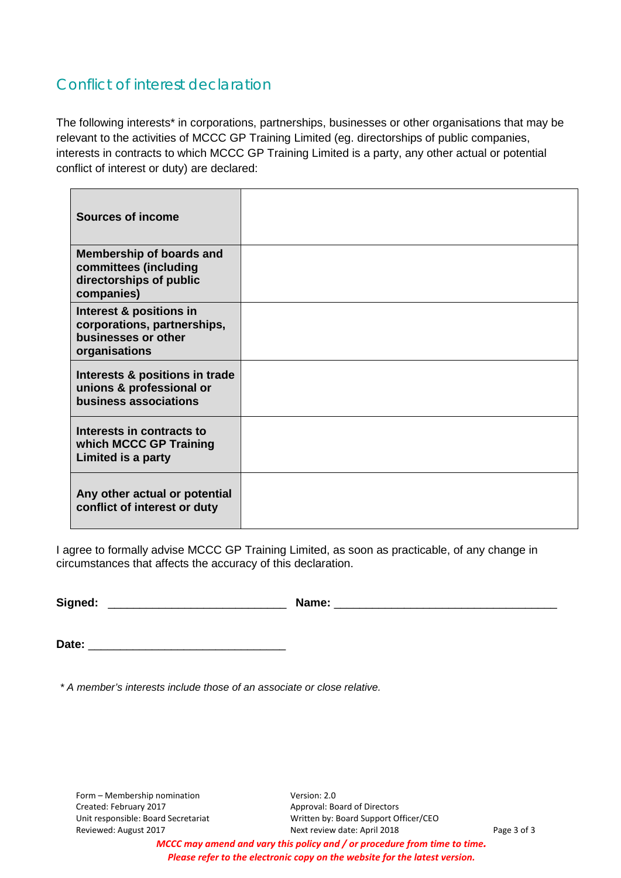## Conflict of interest declaration

The following interests* in corporations, partnerships, businesses or other organisations that may be relevant to the activities of MCCC GP Training Limited (eg. directorships of public companies, interests in contracts to which MCCC GP Training Limited is a party, any other actual or potential conflict of interest or duty) are declared:

| | |
|---|---|
| **Sources of income** | |
| **Membership of boards and committees (including directorships of public companies)** | |
| **Interest & positions in corporations, partnerships, businesses or other organisations** | |
| **Interests & positions in trade unions & professional or business associations** | |
| **Interests in contracts to which MCCC GP Training Limited is a party** | |
| **Any other actual or potential conflict of interest or duty** | |

I agree to formally advise MCCC GP Training Limited, as soon as practicable, of any change in circumstances that affects the accuracy of this declaration.

**Signed:** ____________________________ **Name:** ___________________________________

**Date:** _______________________________

*\* A member's interests include those of an associate or close relative.*

Form – Membership nomination
Created: February 2017
Unit responsible: Board Secretariat
Reviewed: August 2017

Version: 2.0
Approval: Board of Directors
Written by: Board Support Officer/CEO
Next review date: April 2018

***MCCC may amend and vary this policy and / or procedure from time to time.***
***Please refer to the electronic copy on the website for the latest version.***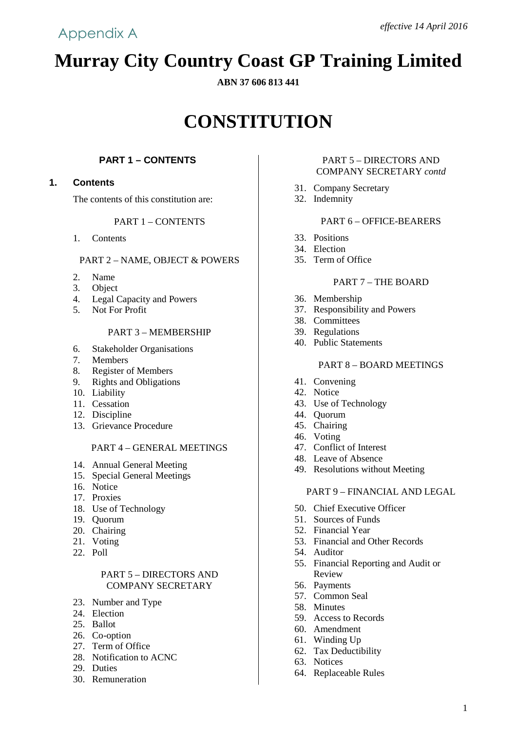Appendix A

*effective 14 April 2016*

# Murray City Country Coast GP Training Limited

**ABN 37 606 813 441**

# CONSTITUTION

## PART 1 – CONTENTS

### 1. Contents

The contents of this constitution are:

PART 1 – CONTENTS

1. Contents

PART 2 – NAME, OBJECT & POWERS

2. Name
3. Object
4. Legal Capacity and Powers
5. Not For Profit

PART 3 – MEMBERSHIP

6. Stakeholder Organisations
7. Members
8. Register of Members
9. Rights and Obligations
10. Liability
11. Cessation
12. Discipline
13. Grievance Procedure

PART 4 – GENERAL MEETINGS

14. Annual General Meeting
15. Special General Meetings
16. Notice
17. Proxies
18. Use of Technology
19. Quorum
20. Chairing
21. Voting
22. Poll

PART 5 – DIRECTORS AND COMPANY SECRETARY

23. Number and Type
24. Election
25. Ballot
26. Co-option
27. Term of Office
28. Notification to ACNC
29. Duties
30. Remuneration

PART 5 – DIRECTORS AND COMPANY SECRETARY *contd*

31. Company Secretary
32. Indemnity

PART 6 – OFFICE-BEARERS

33. Positions
34. Election
35. Term of Office

PART 7 – THE BOARD

36. Membership
37. Responsibility and Powers
38. Committees
39. Regulations
40. Public Statements

PART 8 – BOARD MEETINGS

41. Convening
42. Notice
43. Use of Technology
44. Quorum
45. Chairing
46. Voting
47. Conflict of Interest
48. Leave of Absence
49. Resolutions without Meeting

PART 9 – FINANCIAL AND LEGAL

50. Chief Executive Officer
51. Sources of Funds
52. Financial Year
53. Financial and Other Records
54. Auditor
55. Financial Reporting and Audit or Review
56. Payments
57. Common Seal
58. Minutes
59. Access to Records
60. Amendment
61. Winding Up
62. Tax Deductibility
63. Notices
64. Replaceable Rules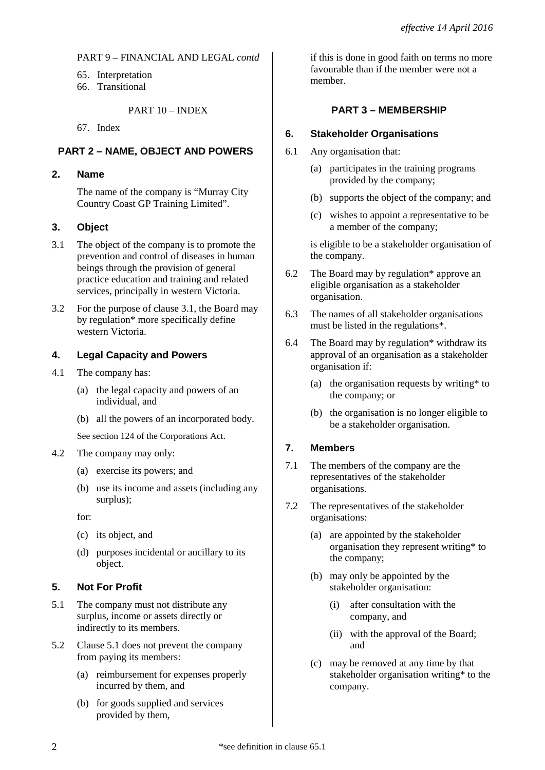PART 9 – FINANCIAL AND LEGAL *contd*

65. Interpretation
66. Transitional

PART 10 – INDEX

67. Index

## PART 2 – NAME, OBJECT AND POWERS

### 2. Name

The name of the company is "Murray City Country Coast GP Training Limited".

### 3. Object

3.1 The object of the company is to promote the prevention and control of diseases in human beings through the provision of general practice education and training and related services, principally in western Victoria.

3.2 For the purpose of clause 3.1, the Board may by regulation* more specifically define western Victoria.

### 4. Legal Capacity and Powers

4.1 The company has:

(a) the legal capacity and powers of an individual, and

(b) all the powers of an incorporated body.

See section 124 of the Corporations Act.

4.2 The company may only:

(a) exercise its powers; and

(b) use its income and assets (including any surplus);

for:

(c) its object, and

(d) purposes incidental or ancillary to its object.

### 5. Not For Profit

5.1 The company must not distribute any surplus, income or assets directly or indirectly to its members.

5.2 Clause 5.1 does not prevent the company from paying its members:

(a) reimbursement for expenses properly incurred by them, and

(b) for goods supplied and services provided by them,

if this is done in good faith on terms no more favourable than if the member were not a member.

## PART 3 – MEMBERSHIP

### 6. Stakeholder Organisations

6.1 Any organisation that:

(a) participates in the training programs provided by the company;

(b) supports the object of the company; and

(c) wishes to appoint a representative to be a member of the company;

is eligible to be a stakeholder organisation of the company.

6.2 The Board may by regulation* approve an eligible organisation as a stakeholder organisation.

6.3 The names of all stakeholder organisations must be listed in the regulations*.

6.4 The Board may by regulation* withdraw its approval of an organisation as a stakeholder organisation if:

(a) the organisation requests by writing* to the company; or

(b) the organisation is no longer eligible to be a stakeholder organisation.

### 7. Members

7.1 The members of the company are the representatives of the stakeholder organisations.

7.2 The representatives of the stakeholder organisations:

(a) are appointed by the stakeholder organisation they represent writing* to the company;

(b) may only be appointed by the stakeholder organisation:

(i) after consultation with the company, and

(ii) with the approval of the Board; and

(c) may be removed at any time by that stakeholder organisation writing* to the company.

*see definition in clause 65.1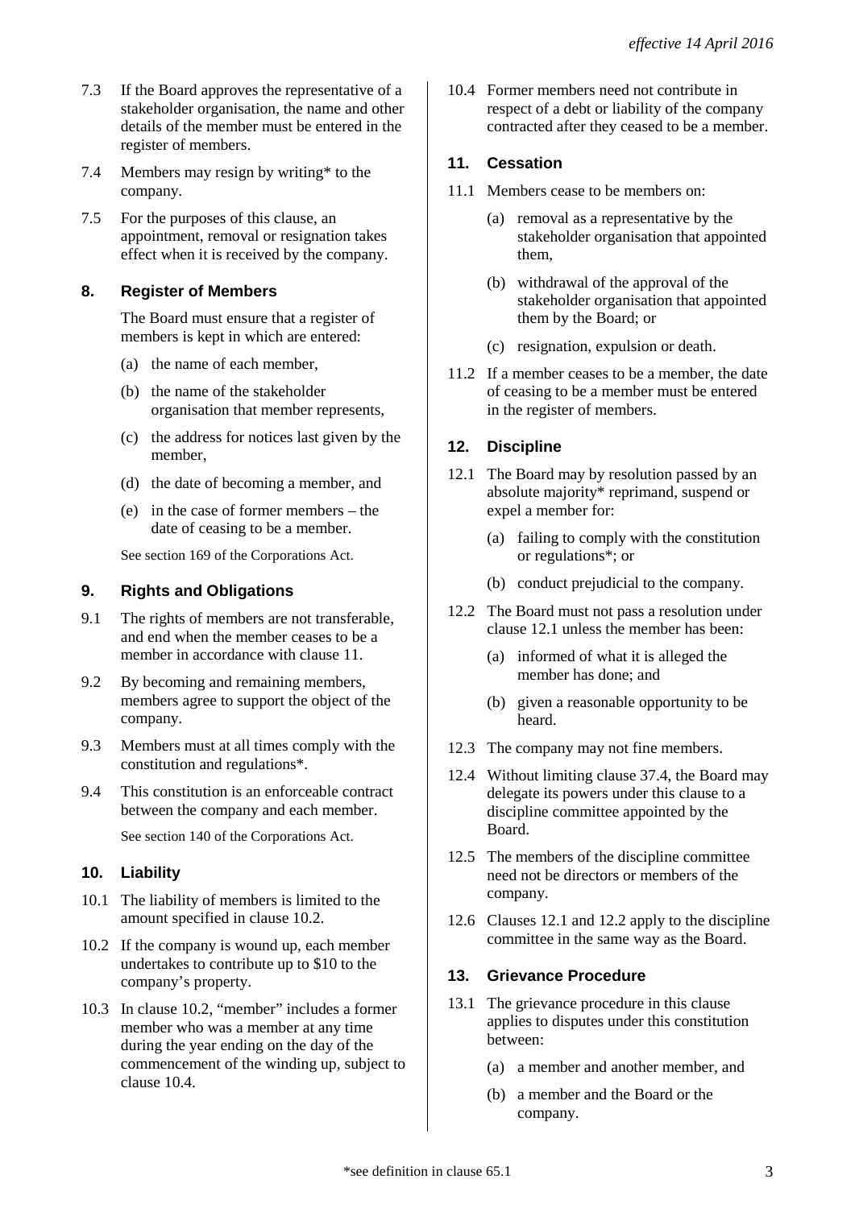7.3 If the Board approves the representative of a stakeholder organisation, the name and other details of the member must be entered in the register of members.

7.4 Members may resign by writing* to the company.

7.5 For the purposes of this clause, an appointment, removal or resignation takes effect when it is received by the company.

### 8. Register of Members

The Board must ensure that a register of members is kept in which are entered:

(a) the name of each member,

(b) the name of the stakeholder organisation that member represents,

(c) the address for notices last given by the member,

(d) the date of becoming a member, and

(e) in the case of former members – the date of ceasing to be a member.

See section 169 of the Corporations Act.

### 9. Rights and Obligations

9.1 The rights of members are not transferable, and end when the member ceases to be a member in accordance with clause 11.

9.2 By becoming and remaining members, members agree to support the object of the company.

9.3 Members must at all times comply with the constitution and regulations*.

9.4 This constitution is an enforceable contract between the company and each member.

See section 140 of the Corporations Act.

### 10. Liability

10.1 The liability of members is limited to the amount specified in clause 10.2.

10.2 If the company is wound up, each member undertakes to contribute up to $10 to the company's property.

10.3 In clause 10.2, "member" includes a former member who was a member at any time during the year ending on the day of the commencement of the winding up, subject to clause 10.4.

10.4 Former members need not contribute in respect of a debt or liability of the company contracted after they ceased to be a member.

### 11. Cessation

11.1 Members cease to be members on:

(a) removal as a representative by the stakeholder organisation that appointed them,

(b) withdrawal of the approval of the stakeholder organisation that appointed them by the Board; or

(c) resignation, expulsion or death.

11.2 If a member ceases to be a member, the date of ceasing to be a member must be entered in the register of members.

### 12. Discipline

12.1 The Board may by resolution passed by an absolute majority* reprimand, suspend or expel a member for:

(a) failing to comply with the constitution or regulations*; or

(b) conduct prejudicial to the company.

12.2 The Board must not pass a resolution under clause 12.1 unless the member has been:

(a) informed of what it is alleged the member has done; and

(b) given a reasonable opportunity to be heard.

12.3 The company may not fine members.

12.4 Without limiting clause 37.4, the Board may delegate its powers under this clause to a discipline committee appointed by the Board.

12.5 The members of the discipline committee need not be directors or members of the company.

12.6 Clauses 12.1 and 12.2 apply to the discipline committee in the same way as the Board.

### 13. Grievance Procedure

13.1 The grievance procedure in this clause applies to disputes under this constitution between:

(a) a member and another member, and

(b) a member and the Board or the company.

*see definition in clause 65.1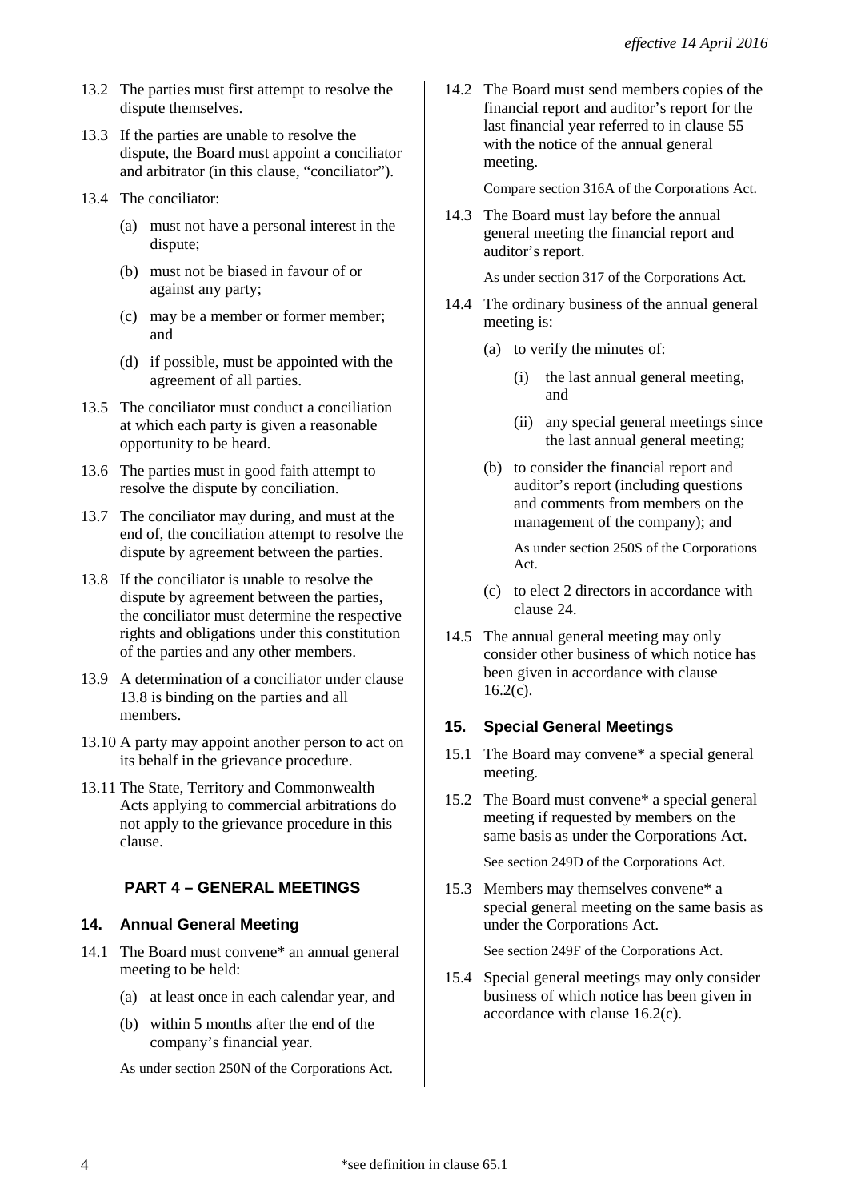13.2 The parties must first attempt to resolve the dispute themselves.

13.3 If the parties are unable to resolve the dispute, the Board must appoint a conciliator and arbitrator (in this clause, "conciliator").

13.4 The conciliator:

- (a) must not have a personal interest in the dispute;
- (b) must not be biased in favour of or against any party;
- (c) may be a member or former member; and
- (d) if possible, must be appointed with the agreement of all parties.

13.5 The conciliator must conduct a conciliation at which each party is given a reasonable opportunity to be heard.

13.6 The parties must in good faith attempt to resolve the dispute by conciliation.

13.7 The conciliator may during, and must at the end of, the conciliation attempt to resolve the dispute by agreement between the parties.

13.8 If the conciliator is unable to resolve the dispute by agreement between the parties, the conciliator must determine the respective rights and obligations under this constitution of the parties and any other members.

13.9 A determination of a conciliator under clause 13.8 is binding on the parties and all members.

13.10 A party may appoint another person to act on its behalf in the grievance procedure.

13.11 The State, Territory and Commonwealth Acts applying to commercial arbitrations do not apply to the grievance procedure in this clause.

## PART 4 – GENERAL MEETINGS

### 14. Annual General Meeting

14.1 The Board must convene* an annual general meeting to be held:

- (a) at least once in each calendar year, and
- (b) within 5 months after the end of the company's financial year.

As under section 250N of the Corporations Act.

14.2 The Board must send members copies of the financial report and auditor's report for the last financial year referred to in clause 55 with the notice of the annual general meeting.

Compare section 316A of the Corporations Act.

14.3 The Board must lay before the annual general meeting the financial report and auditor's report.

As under section 317 of the Corporations Act.

14.4 The ordinary business of the annual general meeting is:

- (a) to verify the minutes of:
  - (i) the last annual general meeting, and
  - (ii) any special general meetings since the last annual general meeting;
- (b) to consider the financial report and auditor's report (including questions and comments from members on the management of the company); and

  As under section 250S of the Corporations Act.

- (c) to elect 2 directors in accordance with clause 24.

14.5 The annual general meeting may only consider other business of which notice has been given in accordance with clause 16.2(c).

### 15. Special General Meetings

15.1 The Board may convene* a special general meeting.

15.2 The Board must convene* a special general meeting if requested by members on the same basis as under the Corporations Act.

See section 249D of the Corporations Act.

15.3 Members may themselves convene* a special general meeting on the same basis as under the Corporations Act.

See section 249F of the Corporations Act.

15.4 Special general meetings may only consider business of which notice has been given in accordance with clause 16.2(c).

*see definition in clause 65.1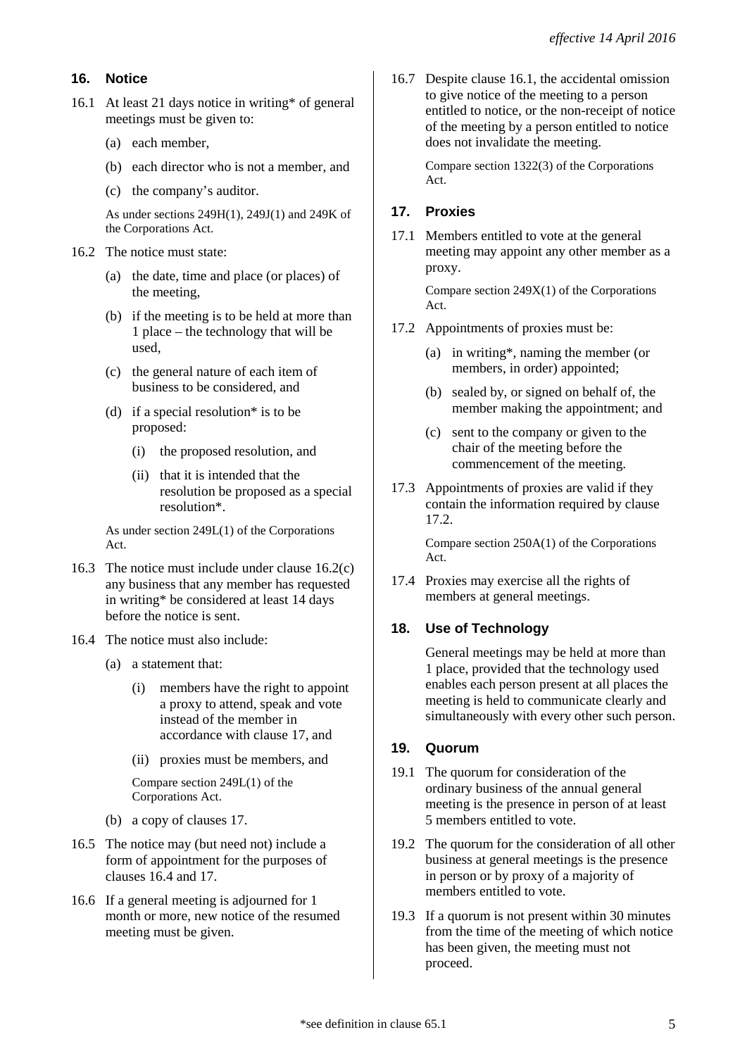## 16. Notice

16.1 At least 21 days notice in writing* of general meetings must be given to:

(a) each member,

(b) each director who is not a member, and

(c) the company's auditor.

As under sections 249H(1), 249J(1) and 249K of the Corporations Act.

16.2 The notice must state:

(a) the date, time and place (or places) of the meeting,

(b) if the meeting is to be held at more than 1 place – the technology that will be used,

(c) the general nature of each item of business to be considered, and

(d) if a special resolution* is to be proposed:

(i) the proposed resolution, and

(ii) that it is intended that the resolution be proposed as a special resolution*.

As under section 249L(1) of the Corporations Act.

16.3 The notice must include under clause 16.2(c) any business that any member has requested in writing* be considered at least 14 days before the notice is sent.

16.4 The notice must also include:

(a) a statement that:

(i) members have the right to appoint a proxy to attend, speak and vote instead of the member in accordance with clause 17, and

(ii) proxies must be members, and

Compare section 249L(1) of the Corporations Act.

(b) a copy of clauses 17.

16.5 The notice may (but need not) include a form of appointment for the purposes of clauses 16.4 and 17.

16.6 If a general meeting is adjourned for 1 month or more, new notice of the resumed meeting must be given.

16.7 Despite clause 16.1, the accidental omission to give notice of the meeting to a person entitled to notice, or the non-receipt of notice of the meeting by a person entitled to notice does not invalidate the meeting.

Compare section 1322(3) of the Corporations Act.

## 17. Proxies

17.1 Members entitled to vote at the general meeting may appoint any other member as a proxy.

Compare section 249X(1) of the Corporations Act.

17.2 Appointments of proxies must be:

(a) in writing*, naming the member (or members, in order) appointed;

(b) sealed by, or signed on behalf of, the member making the appointment; and

(c) sent to the company or given to the chair of the meeting before the commencement of the meeting.

17.3 Appointments of proxies are valid if they contain the information required by clause 17.2.

Compare section 250A(1) of the Corporations Act.

17.4 Proxies may exercise all the rights of members at general meetings.

## 18. Use of Technology

General meetings may be held at more than 1 place, provided that the technology used enables each person present at all places the meeting is held to communicate clearly and simultaneously with every other such person.

## 19. Quorum

19.1 The quorum for consideration of the ordinary business of the annual general meeting is the presence in person of at least 5 members entitled to vote.

19.2 The quorum for the consideration of all other business at general meetings is the presence in person or by proxy of a majority of members entitled to vote.

19.3 If a quorum is not present within 30 minutes from the time of the meeting of which notice has been given, the meeting must not proceed.

*see definition in clause 65.1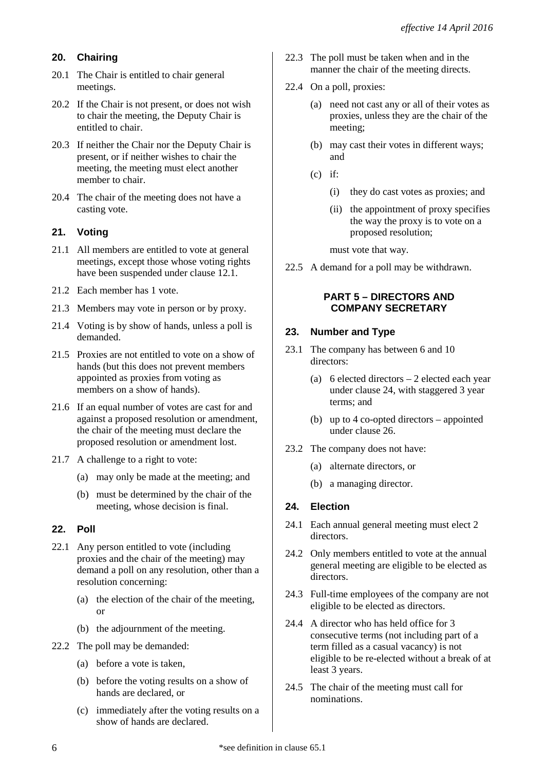## 20. Chairing

20.1 The Chair is entitled to chair general meetings.

20.2 If the Chair is not present, or does not wish to chair the meeting, the Deputy Chair is entitled to chair.

20.3 If neither the Chair nor the Deputy Chair is present, or if neither wishes to chair the meeting, the meeting must elect another member to chair.

20.4 The chair of the meeting does not have a casting vote.

## 21. Voting

21.1 All members are entitled to vote at general meetings, except those whose voting rights have been suspended under clause 12.1.

21.2 Each member has 1 vote.

21.3 Members may vote in person or by proxy.

21.4 Voting is by show of hands, unless a poll is demanded.

21.5 Proxies are not entitled to vote on a show of hands (but this does not prevent members appointed as proxies from voting as members on a show of hands).

21.6 If an equal number of votes are cast for and against a proposed resolution or amendment, the chair of the meeting must declare the proposed resolution or amendment lost.

21.7 A challenge to a right to vote:

- (a) may only be made at the meeting; and
- (b) must be determined by the chair of the meeting, whose decision is final.

## 22. Poll

22.1 Any person entitled to vote (including proxies and the chair of the meeting) may demand a poll on any resolution, other than a resolution concerning:

- (a) the election of the chair of the meeting, or
- (b) the adjournment of the meeting.

22.2 The poll may be demanded:

- (a) before a vote is taken,
- (b) before the voting results on a show of hands are declared, or
- (c) immediately after the voting results on a show of hands are declared.

22.3 The poll must be taken when and in the manner the chair of the meeting directs.

22.4 On a poll, proxies:

- (a) need not cast any or all of their votes as proxies, unless they are the chair of the meeting;
- (b) may cast their votes in different ways; and
- (c) if:
  - (i) they do cast votes as proxies; and
  - (ii) the appointment of proxy specifies the way the proxy is to vote on a proposed resolution;

  must vote that way.

22.5 A demand for a poll may be withdrawn.

# PART 5 – DIRECTORS AND COMPANY SECRETARY

## 23. Number and Type

23.1 The company has between 6 and 10 directors:

- (a) 6 elected directors – 2 elected each year under clause 24, with staggered 3 year terms; and
- (b) up to 4 co-opted directors – appointed under clause 26.

23.2 The company does not have:

- (a) alternate directors, or
- (b) a managing director.

## 24. Election

24.1 Each annual general meeting must elect 2 directors.

24.2 Only members entitled to vote at the annual general meeting are eligible to be elected as directors.

24.3 Full-time employees of the company are not eligible to be elected as directors.

24.4 A director who has held office for 3 consecutive terms (not including part of a term filled as a casual vacancy) is not eligible to be re-elected without a break of at least 3 years.

24.5 The chair of the meeting must call for nominations.

*see definition in clause 65.1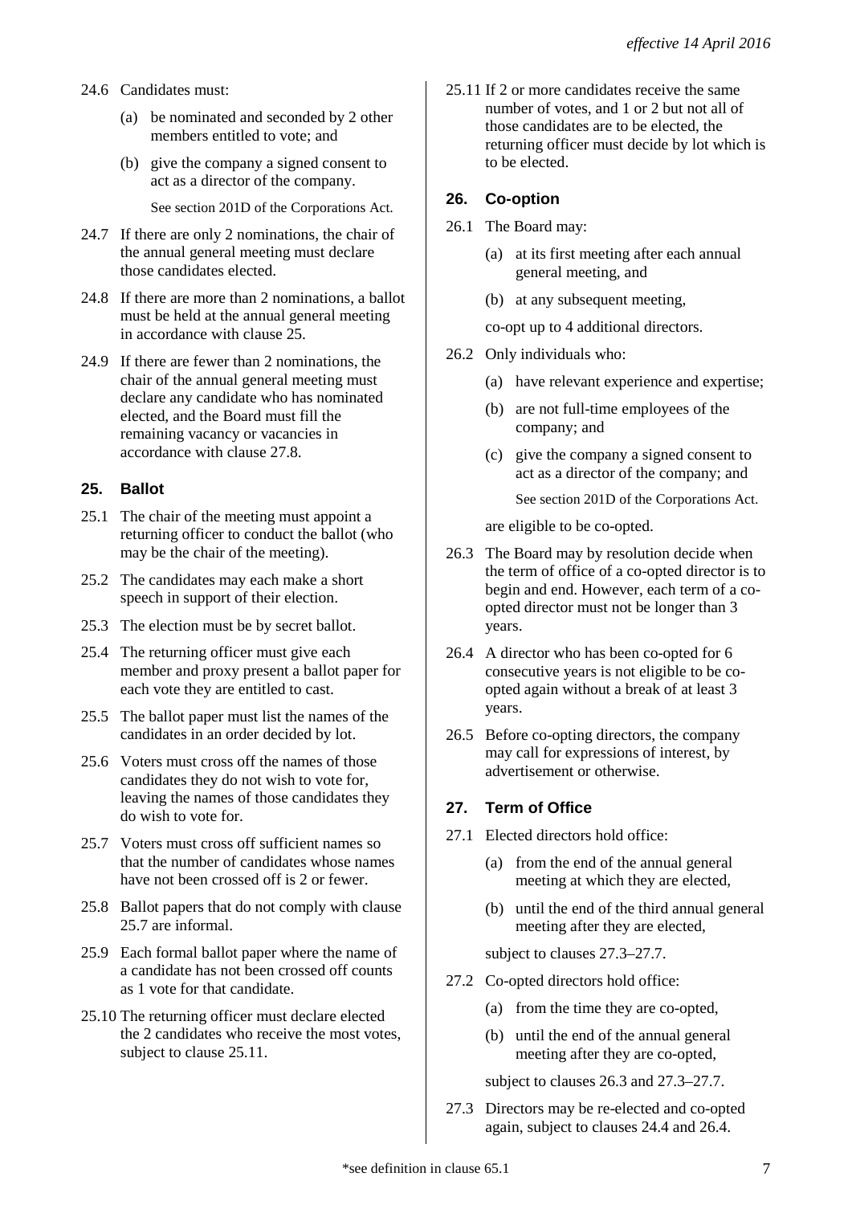24.6 Candidates must:

(a) be nominated and seconded by 2 other members entitled to vote; and

(b) give the company a signed consent to act as a director of the company.

See section 201D of the Corporations Act.

24.7 If there are only 2 nominations, the chair of the annual general meeting must declare those candidates elected.

24.8 If there are more than 2 nominations, a ballot must be held at the annual general meeting in accordance with clause 25.

24.9 If there are fewer than 2 nominations, the chair of the annual general meeting must declare any candidate who has nominated elected, and the Board must fill the remaining vacancy or vacancies in accordance with clause 27.8.

### 25. Ballot

25.1 The chair of the meeting must appoint a returning officer to conduct the ballot (who may be the chair of the meeting).

25.2 The candidates may each make a short speech in support of their election.

25.3 The election must be by secret ballot.

25.4 The returning officer must give each member and proxy present a ballot paper for each vote they are entitled to cast.

25.5 The ballot paper must list the names of the candidates in an order decided by lot.

25.6 Voters must cross off the names of those candidates they do not wish to vote for, leaving the names of those candidates they do wish to vote for.

25.7 Voters must cross off sufficient names so that the number of candidates whose names have not been crossed off is 2 or fewer.

25.8 Ballot papers that do not comply with clause 25.7 are informal.

25.9 Each formal ballot paper where the name of a candidate has not been crossed off counts as 1 vote for that candidate.

25.10 The returning officer must declare elected the 2 candidates who receive the most votes, subject to clause 25.11.

25.11 If 2 or more candidates receive the same number of votes, and 1 or 2 but not all of those candidates are to be elected, the returning officer must decide by lot which is to be elected.

### 26. Co-option

26.1 The Board may:

(a) at its first meeting after each annual general meeting, and

(b) at any subsequent meeting,

co-opt up to 4 additional directors.

26.2 Only individuals who:

(a) have relevant experience and expertise;

(b) are not full-time employees of the company; and

(c) give the company a signed consent to act as a director of the company; and

See section 201D of the Corporations Act.

are eligible to be co-opted.

26.3 The Board may by resolution decide when the term of office of a co-opted director is to begin and end. However, each term of a co-opted director must not be longer than 3 years.

26.4 A director who has been co-opted for 6 consecutive years is not eligible to be co-opted again without a break of at least 3 years.

26.5 Before co-opting directors, the company may call for expressions of interest, by advertisement or otherwise.

### 27. Term of Office

27.1 Elected directors hold office:

(a) from the end of the annual general meeting at which they are elected,

(b) until the end of the third annual general meeting after they are elected,

subject to clauses 27.3–27.7.

27.2 Co-opted directors hold office:

(a) from the time they are co-opted,

(b) until the end of the annual general meeting after they are co-opted,

subject to clauses 26.3 and 27.3–27.7.

27.3 Directors may be re-elected and co-opted again, subject to clauses 24.4 and 26.4.

*see definition in clause 65.1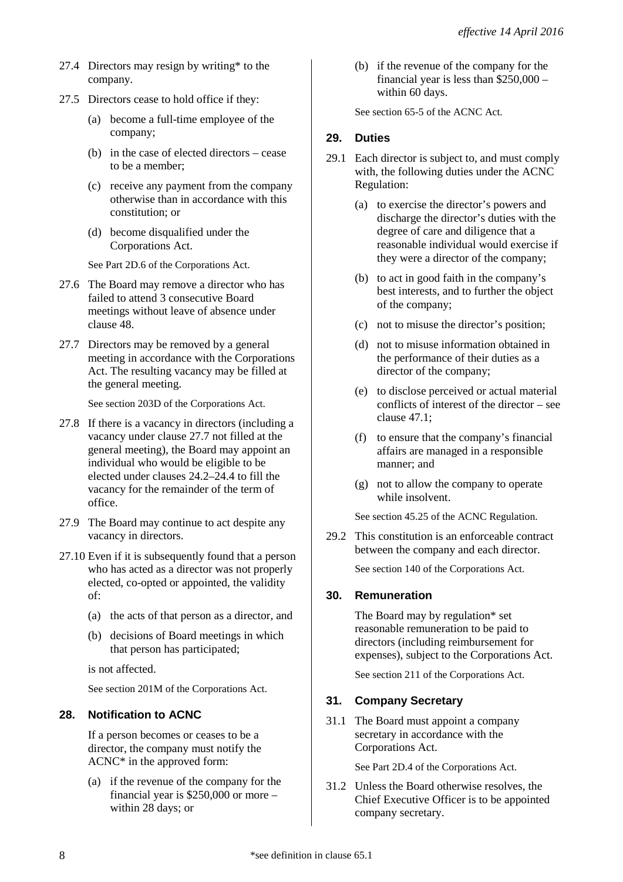27.4 Directors may resign by writing* to the company.

27.5 Directors cease to hold office if they:

(a) become a full-time employee of the company;

(b) in the case of elected directors – cease to be a member;

(c) receive any payment from the company otherwise than in accordance with this constitution; or

(d) become disqualified under the Corporations Act.

See Part 2D.6 of the Corporations Act.

27.6 The Board may remove a director who has failed to attend 3 consecutive Board meetings without leave of absence under clause 48.

27.7 Directors may be removed by a general meeting in accordance with the Corporations Act. The resulting vacancy may be filled at the general meeting.

See section 203D of the Corporations Act.

27.8 If there is a vacancy in directors (including a vacancy under clause 27.7 not filled at the general meeting), the Board may appoint an individual who would be eligible to be elected under clauses 24.2–24.4 to fill the vacancy for the remainder of the term of office.

27.9 The Board may continue to act despite any vacancy in directors.

27.10 Even if it is subsequently found that a person who has acted as a director was not properly elected, co-opted or appointed, the validity of:

(a) the acts of that person as a director, and

(b) decisions of Board meetings in which that person has participated;

is not affected.

See section 201M of the Corporations Act.

### 28. Notification to ACNC

If a person becomes or ceases to be a director, the company must notify the ACNC* in the approved form:

(a) if the revenue of the company for the financial year is $250,000 or more – within 28 days; or

(b) if the revenue of the company for the financial year is less than $250,000 – within 60 days.

See section 65-5 of the ACNC Act.

### 29. Duties

29.1 Each director is subject to, and must comply with, the following duties under the ACNC Regulation:

(a) to exercise the director's powers and discharge the director's duties with the degree of care and diligence that a reasonable individual would exercise if they were a director of the company;

(b) to act in good faith in the company's best interests, and to further the object of the company;

(c) not to misuse the director's position;

(d) not to misuse information obtained in the performance of their duties as a director of the company;

(e) to disclose perceived or actual material conflicts of interest of the director – see clause 47.1;

(f) to ensure that the company's financial affairs are managed in a responsible manner; and

(g) not to allow the company to operate while insolvent.

See section 45.25 of the ACNC Regulation.

29.2 This constitution is an enforceable contract between the company and each director.

See section 140 of the Corporations Act.

### 30. Remuneration

The Board may by regulation* set reasonable remuneration to be paid to directors (including reimbursement for expenses), subject to the Corporations Act.

See section 211 of the Corporations Act.

### 31. Company Secretary

31.1 The Board must appoint a company secretary in accordance with the Corporations Act.

See Part 2D.4 of the Corporations Act.

31.2 Unless the Board otherwise resolves, the Chief Executive Officer is to be appointed company secretary.

*see definition in clause 65.1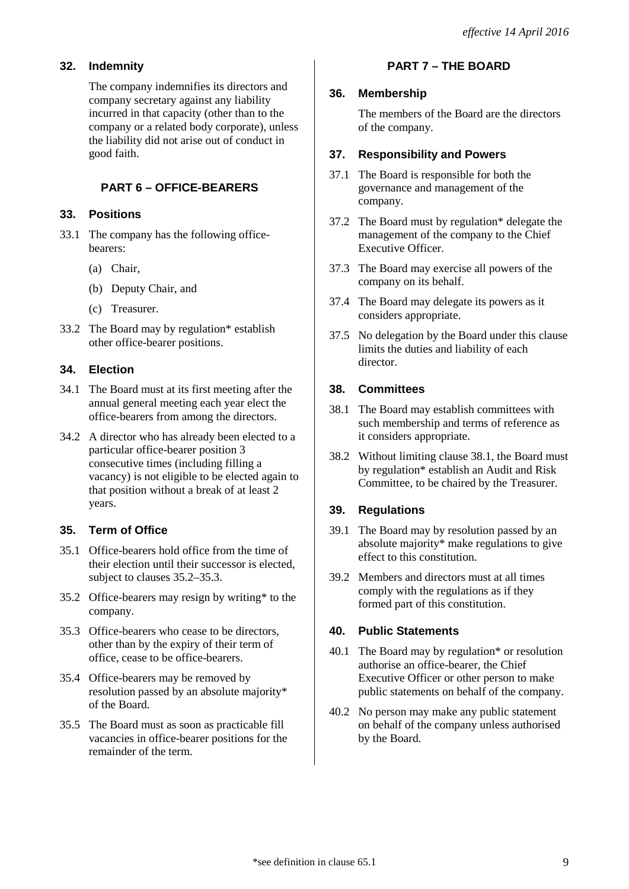### 32. Indemnity

The company indemnifies its directors and company secretary against any liability incurred in that capacity (other than to the company or a related body corporate), unless the liability did not arise out of conduct in good faith.

## PART 6 – OFFICE-BEARERS

### 33. Positions

33.1 The company has the following office-bearers:

(a) Chair,

(b) Deputy Chair, and

(c) Treasurer.

33.2 The Board may by regulation* establish other office-bearer positions.

### 34. Election

34.1 The Board must at its first meeting after the annual general meeting each year elect the office-bearers from among the directors.

34.2 A director who has already been elected to a particular office-bearer position 3 consecutive times (including filling a vacancy) is not eligible to be elected again to that position without a break of at least 2 years.

### 35. Term of Office

35.1 Office-bearers hold office from the time of their election until their successor is elected, subject to clauses 35.2–35.3.

35.2 Office-bearers may resign by writing* to the company.

35.3 Office-bearers who cease to be directors, other than by the expiry of their term of office, cease to be office-bearers.

35.4 Office-bearers may be removed by resolution passed by an absolute majority* of the Board.

35.5 The Board must as soon as practicable fill vacancies in office-bearer positions for the remainder of the term.

## PART 7 – THE BOARD

### 36. Membership

The members of the Board are the directors of the company.

### 37. Responsibility and Powers

37.1 The Board is responsible for both the governance and management of the company.

37.2 The Board must by regulation* delegate the management of the company to the Chief Executive Officer.

37.3 The Board may exercise all powers of the company on its behalf.

37.4 The Board may delegate its powers as it considers appropriate.

37.5 No delegation by the Board under this clause limits the duties and liability of each director.

### 38. Committees

38.1 The Board may establish committees with such membership and terms of reference as it considers appropriate.

38.2 Without limiting clause 38.1, the Board must by regulation* establish an Audit and Risk Committee, to be chaired by the Treasurer.

### 39. Regulations

39.1 The Board may by resolution passed by an absolute majority* make regulations to give effect to this constitution.

39.2 Members and directors must at all times comply with the regulations as if they formed part of this constitution.

### 40. Public Statements

40.1 The Board may by regulation* or resolution authorise an office-bearer, the Chief Executive Officer or other person to make public statements on behalf of the company.

40.2 No person may make any public statement on behalf of the company unless authorised by the Board.

*see definition in clause 65.1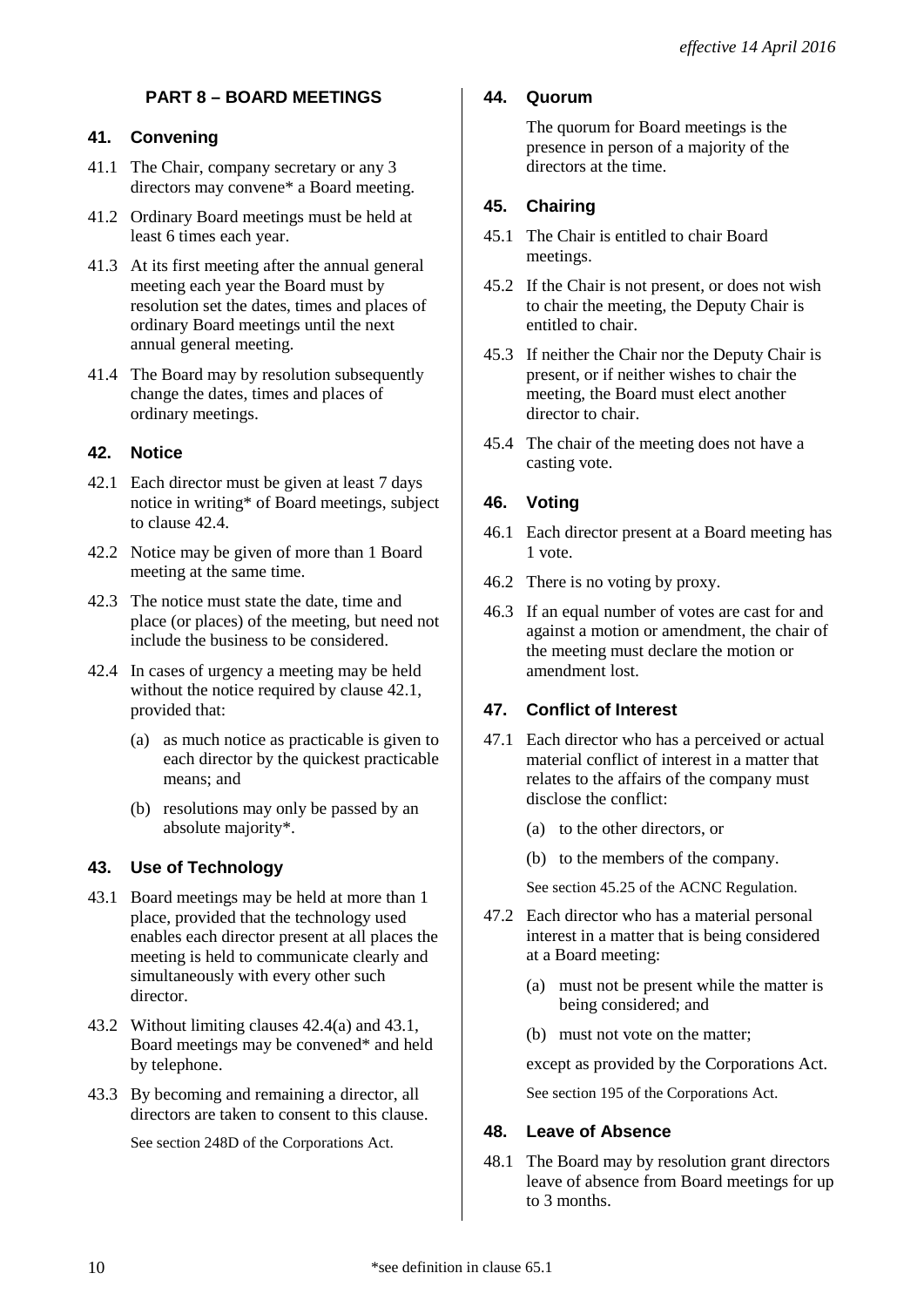## PART 8 – BOARD MEETINGS

### 41. Convening

41.1 The Chair, company secretary or any 3 directors may convene* a Board meeting.

41.2 Ordinary Board meetings must be held at least 6 times each year.

41.3 At its first meeting after the annual general meeting each year the Board must by resolution set the dates, times and places of ordinary Board meetings until the next annual general meeting.

41.4 The Board may by resolution subsequently change the dates, times and places of ordinary meetings.

### 42. Notice

42.1 Each director must be given at least 7 days notice in writing* of Board meetings, subject to clause 42.4.

42.2 Notice may be given of more than 1 Board meeting at the same time.

42.3 The notice must state the date, time and place (or places) of the meeting, but need not include the business to be considered.

42.4 In cases of urgency a meeting may be held without the notice required by clause 42.1, provided that:

(a) as much notice as practicable is given to each director by the quickest practicable means; and

(b) resolutions may only be passed by an absolute majority*.

### 43. Use of Technology

43.1 Board meetings may be held at more than 1 place, provided that the technology used enables each director present at all places the meeting is held to communicate clearly and simultaneously with every other such director.

43.2 Without limiting clauses 42.4(a) and 43.1, Board meetings may be convened* and held by telephone.

43.3 By becoming and remaining a director, all directors are taken to consent to this clause.

See section 248D of the Corporations Act.

### 44. Quorum

The quorum for Board meetings is the presence in person of a majority of the directors at the time.

### 45. Chairing

45.1 The Chair is entitled to chair Board meetings.

45.2 If the Chair is not present, or does not wish to chair the meeting, the Deputy Chair is entitled to chair.

45.3 If neither the Chair nor the Deputy Chair is present, or if neither wishes to chair the meeting, the Board must elect another director to chair.

45.4 The chair of the meeting does not have a casting vote.

### 46. Voting

46.1 Each director present at a Board meeting has 1 vote.

46.2 There is no voting by proxy.

46.3 If an equal number of votes are cast for and against a motion or amendment, the chair of the meeting must declare the motion or amendment lost.

### 47. Conflict of Interest

47.1 Each director who has a perceived or actual material conflict of interest in a matter that relates to the affairs of the company must disclose the conflict:

(a) to the other directors, or

(b) to the members of the company.

See section 45.25 of the ACNC Regulation.

47.2 Each director who has a material personal interest in a matter that is being considered at a Board meeting:

(a) must not be present while the matter is being considered; and

(b) must not vote on the matter;

except as provided by the Corporations Act.

See section 195 of the Corporations Act.

### 48. Leave of Absence

48.1 The Board may by resolution grant directors leave of absence from Board meetings for up to 3 months.

*see definition in clause 65.1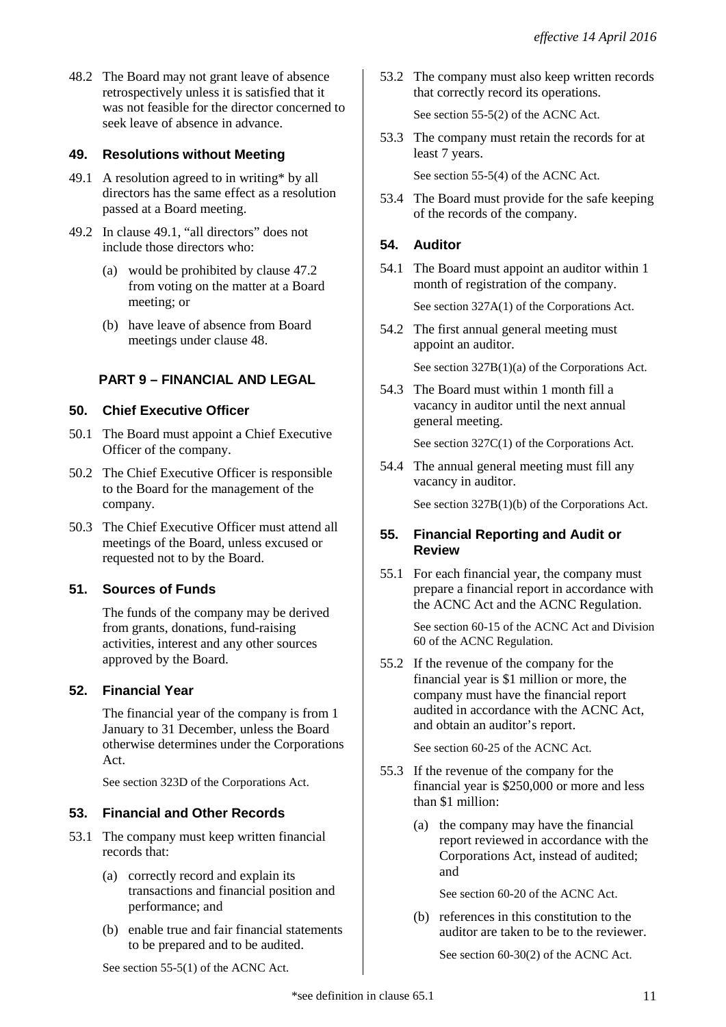48.2 The Board may not grant leave of absence retrospectively unless it is satisfied that it was not feasible for the director concerned to seek leave of absence in advance.

### 49. Resolutions without Meeting

49.1 A resolution agreed to in writing* by all directors has the same effect as a resolution passed at a Board meeting.

49.2 In clause 49.1, "all directors" does not include those directors who:

(a) would be prohibited by clause 47.2 from voting on the matter at a Board meeting; or

(b) have leave of absence from Board meetings under clause 48.

## PART 9 – FINANCIAL AND LEGAL

### 50. Chief Executive Officer

50.1 The Board must appoint a Chief Executive Officer of the company.

50.2 The Chief Executive Officer is responsible to the Board for the management of the company.

50.3 The Chief Executive Officer must attend all meetings of the Board, unless excused or requested not to by the Board.

### 51. Sources of Funds

The funds of the company may be derived from grants, donations, fund-raising activities, interest and any other sources approved by the Board.

### 52. Financial Year

The financial year of the company is from 1 January to 31 December, unless the Board otherwise determines under the Corporations Act.

See section 323D of the Corporations Act.

### 53. Financial and Other Records

53.1 The company must keep written financial records that:

(a) correctly record and explain its transactions and financial position and performance; and

(b) enable true and fair financial statements to be prepared and to be audited.

See section 55-5(1) of the ACNC Act.

53.2 The company must also keep written records that correctly record its operations.

See section 55-5(2) of the ACNC Act.

53.3 The company must retain the records for at least 7 years.

See section 55-5(4) of the ACNC Act.

53.4 The Board must provide for the safe keeping of the records of the company.

### 54. Auditor

54.1 The Board must appoint an auditor within 1 month of registration of the company.

See section 327A(1) of the Corporations Act.

54.2 The first annual general meeting must appoint an auditor.

See section 327B(1)(a) of the Corporations Act.

54.3 The Board must within 1 month fill a vacancy in auditor until the next annual general meeting.

See section 327C(1) of the Corporations Act.

54.4 The annual general meeting must fill any vacancy in auditor.

See section 327B(1)(b) of the Corporations Act.

### 55. Financial Reporting and Audit or Review

55.1 For each financial year, the company must prepare a financial report in accordance with the ACNC Act and the ACNC Regulation.

See section 60-15 of the ACNC Act and Division 60 of the ACNC Regulation.

55.2 If the revenue of the company for the financial year is $1 million or more, the company must have the financial report audited in accordance with the ACNC Act, and obtain an auditor's report.

See section 60-25 of the ACNC Act.

55.3 If the revenue of the company for the financial year is $250,000 or more and less than $1 million:

(a) the company may have the financial report reviewed in accordance with the Corporations Act, instead of audited; and

See section 60-20 of the ACNC Act.

(b) references in this constitution to the auditor are taken to be to the reviewer.

See section 60-30(2) of the ACNC Act.

*see definition in clause 65.1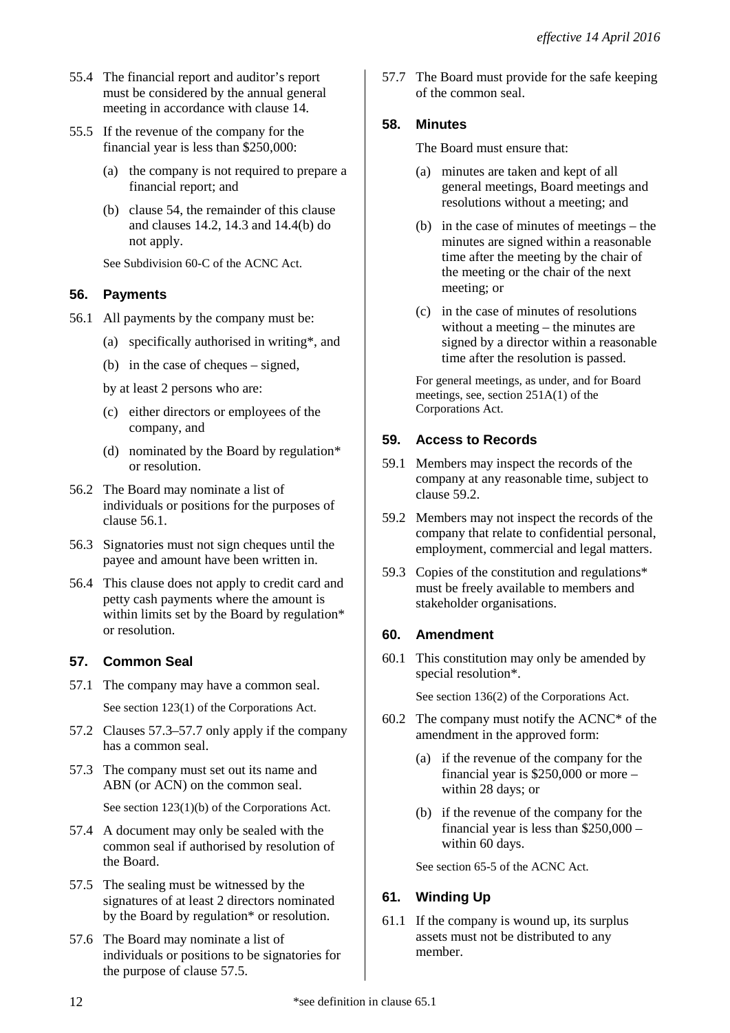55.4 The financial report and auditor's report must be considered by the annual general meeting in accordance with clause 14.

55.5 If the revenue of the company for the financial year is less than $250,000:

(a) the company is not required to prepare a financial report; and

(b) clause 54, the remainder of this clause and clauses 14.2, 14.3 and 14.4(b) do not apply.

See Subdivision 60-C of the ACNC Act.

### 56. Payments

56.1 All payments by the company must be:

(a) specifically authorised in writing*, and

(b) in the case of cheques – signed,

by at least 2 persons who are:

(c) either directors or employees of the company, and

(d) nominated by the Board by regulation* or resolution.

56.2 The Board may nominate a list of individuals or positions for the purposes of clause 56.1.

56.3 Signatories must not sign cheques until the payee and amount have been written in.

56.4 This clause does not apply to credit card and petty cash payments where the amount is within limits set by the Board by regulation* or resolution.

### 57. Common Seal

57.1 The company may have a common seal.

See section 123(1) of the Corporations Act.

57.2 Clauses 57.3–57.7 only apply if the company has a common seal.

57.3 The company must set out its name and ABN (or ACN) on the common seal.

See section 123(1)(b) of the Corporations Act.

57.4 A document may only be sealed with the common seal if authorised by resolution of the Board.

57.5 The sealing must be witnessed by the signatures of at least 2 directors nominated by the Board by regulation* or resolution.

57.6 The Board may nominate a list of individuals or positions to be signatories for the purpose of clause 57.5.

57.7 The Board must provide for the safe keeping of the common seal.

### 58. Minutes

The Board must ensure that:

(a) minutes are taken and kept of all general meetings, Board meetings and resolutions without a meeting; and

(b) in the case of minutes of meetings – the minutes are signed within a reasonable time after the meeting by the chair of the meeting or the chair of the next meeting; or

(c) in the case of minutes of resolutions without a meeting – the minutes are signed by a director within a reasonable time after the resolution is passed.

For general meetings, as under, and for Board meetings, see, section 251A(1) of the Corporations Act.

### 59. Access to Records

59.1 Members may inspect the records of the company at any reasonable time, subject to clause 59.2.

59.2 Members may not inspect the records of the company that relate to confidential personal, employment, commercial and legal matters.

59.3 Copies of the constitution and regulations* must be freely available to members and stakeholder organisations.

### 60. Amendment

60.1 This constitution may only be amended by special resolution*.

See section 136(2) of the Corporations Act.

60.2 The company must notify the ACNC* of the amendment in the approved form:

(a) if the revenue of the company for the financial year is $250,000 or more – within 28 days; or

(b) if the revenue of the company for the financial year is less than $250,000 – within 60 days.

See section 65-5 of the ACNC Act.

### 61. Winding Up

61.1 If the company is wound up, its surplus assets must not be distributed to any member.

*see definition in clause 65.1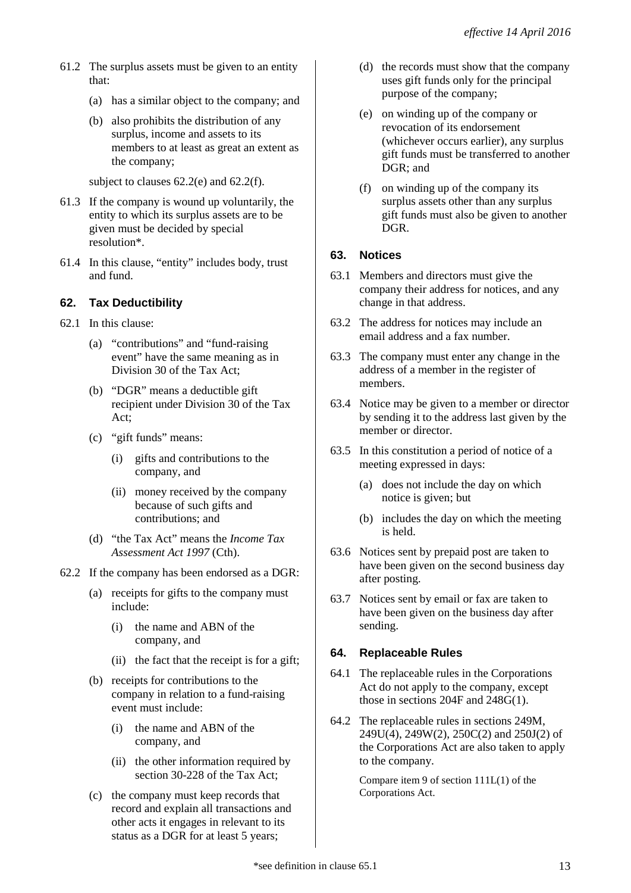61.2 The surplus assets must be given to an entity that:

(a) has a similar object to the company; and

(b) also prohibits the distribution of any surplus, income and assets to its members to at least as great an extent as the company;

subject to clauses 62.2(e) and 62.2(f).

61.3 If the company is wound up voluntarily, the entity to which its surplus assets are to be given must be decided by special resolution*.

61.4 In this clause, "entity" includes body, trust and fund.

### 62. Tax Deductibility

62.1 In this clause:

(a) "contributions" and "fund-raising event" have the same meaning as in Division 30 of the Tax Act;

(b) "DGR" means a deductible gift recipient under Division 30 of the Tax Act;

(c) "gift funds" means:

(i) gifts and contributions to the company, and

(ii) money received by the company because of such gifts and contributions; and

(d) "the Tax Act" means the *Income Tax Assessment Act 1997* (Cth).

62.2 If the company has been endorsed as a DGR:

(a) receipts for gifts to the company must include:

(i) the name and ABN of the company, and

(ii) the fact that the receipt is for a gift;

(b) receipts for contributions to the company in relation to a fund-raising event must include:

(i) the name and ABN of the company, and

(ii) the other information required by section 30-228 of the Tax Act;

(c) the company must keep records that record and explain all transactions and other acts it engages in relevant to its status as a DGR for at least 5 years;

(d) the records must show that the company uses gift funds only for the principal purpose of the company;

(e) on winding up of the company or revocation of its endorsement (whichever occurs earlier), any surplus gift funds must be transferred to another DGR; and

(f) on winding up of the company its surplus assets other than any surplus gift funds must also be given to another DGR.

### 63. Notices

63.1 Members and directors must give the company their address for notices, and any change in that address.

63.2 The address for notices may include an email address and a fax number.

63.3 The company must enter any change in the address of a member in the register of members.

63.4 Notice may be given to a member or director by sending it to the address last given by the member or director.

63.5 In this constitution a period of notice of a meeting expressed in days:

(a) does not include the day on which notice is given; but

(b) includes the day on which the meeting is held.

63.6 Notices sent by prepaid post are taken to have been given on the second business day after posting.

63.7 Notices sent by email or fax are taken to have been given on the business day after sending.

### 64. Replaceable Rules

64.1 The replaceable rules in the Corporations Act do not apply to the company, except those in sections 204F and 248G(1).

64.2 The replaceable rules in sections 249M, 249U(4), 249W(2), 250C(2) and 250J(2) of the Corporations Act are also taken to apply to the company.

Compare item 9 of section 111L(1) of the Corporations Act.

*see definition in clause 65.1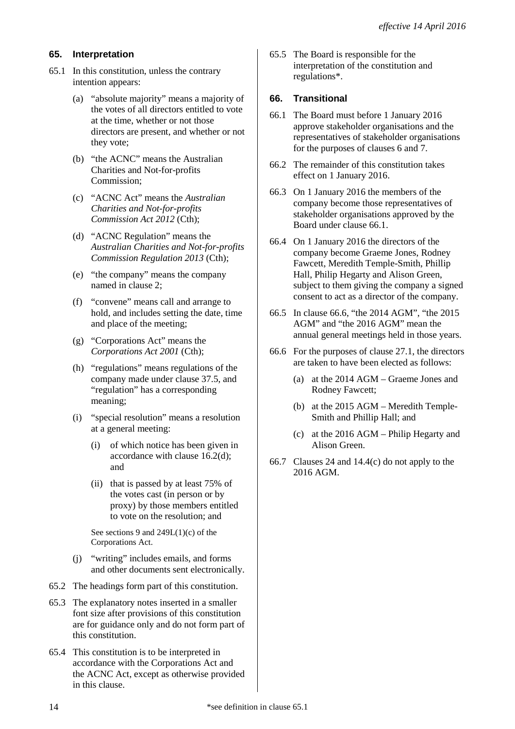## 65. Interpretation

65.1 In this constitution, unless the contrary intention appears:

(a) "absolute majority" means a majority of the votes of all directors entitled to vote at the time, whether or not those directors are present, and whether or not they vote;

(b) "the ACNC" means the Australian Charities and Not-for-profits Commission;

(c) "ACNC Act" means the *Australian Charities and Not-for-profits Commission Act 2012* (Cth);

(d) "ACNC Regulation" means the *Australian Charities and Not-for-profits Commission Regulation 2013* (Cth);

(e) "the company" means the company named in clause 2;

(f) "convene" means call and arrange to hold, and includes setting the date, time and place of the meeting;

(g) "Corporations Act" means the *Corporations Act 2001* (Cth);

(h) "regulations" means regulations of the company made under clause 37.5, and "regulation" has a corresponding meaning;

(i) "special resolution" means a resolution at a general meeting:

(i) of which notice has been given in accordance with clause 16.2(d); and

(ii) that is passed by at least 75% of the votes cast (in person or by proxy) by those members entitled to vote on the resolution; and

See sections 9 and 249L(1)(c) of the Corporations Act.

(j) "writing" includes emails, and forms and other documents sent electronically.

65.2 The headings form part of this constitution.

65.3 The explanatory notes inserted in a smaller font size after provisions of this constitution are for guidance only and do not form part of this constitution.

65.4 This constitution is to be interpreted in accordance with the Corporations Act and the ACNC Act, except as otherwise provided in this clause.

65.5 The Board is responsible for the interpretation of the constitution and regulations*.

## 66. Transitional

66.1 The Board must before 1 January 2016 approve stakeholder organisations and the representatives of stakeholder organisations for the purposes of clauses 6 and 7.

66.2 The remainder of this constitution takes effect on 1 January 2016.

66.3 On 1 January 2016 the members of the company become those representatives of stakeholder organisations approved by the Board under clause 66.1.

66.4 On 1 January 2016 the directors of the company become Graeme Jones, Rodney Fawcett, Meredith Temple-Smith, Phillip Hall, Philip Hegarty and Alison Green, subject to them giving the company a signed consent to act as a director of the company.

66.5 In clause 66.6, "the 2014 AGM", "the 2015 AGM" and "the 2016 AGM" mean the annual general meetings held in those years.

66.6 For the purposes of clause 27.1, the directors are taken to have been elected as follows:

(a) at the 2014 AGM – Graeme Jones and Rodney Fawcett;

(b) at the 2015 AGM – Meredith Temple-Smith and Phillip Hall; and

(c) at the 2016 AGM – Philip Hegarty and Alison Green.

66.7 Clauses 24 and 14.4(c) do not apply to the 2016 AGM.

*see definition in clause 65.1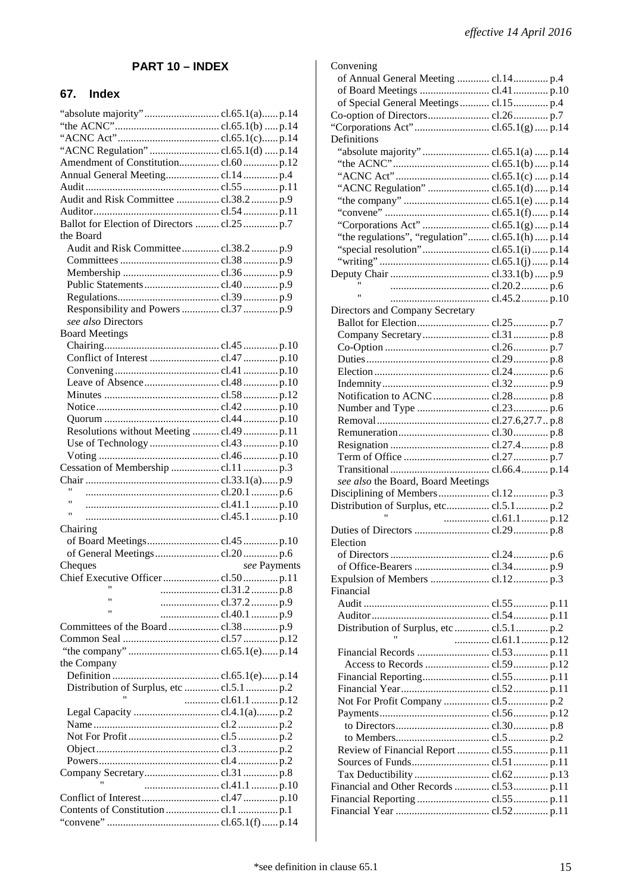## PART 10 – INDEX

### 67. Index

| Entry | Clause | Page |
|---|---|---|
| "absolute majority" | cl.65.1(a) | p.14 |
| "the ACNC" | cl.65.1(b) | p.14 |
| "ACNC Act" | cl.65.1(c) | p.14 |
| "ACNC Regulation" | cl.65.1(d) | p.14 |
| Amendment of Constitution | cl.60 | p.12 |
| Annual General Meeting | cl.14 | p.4 |
| Audit | cl.55 | p.11 |
| Audit and Risk Committee | cl.38.2 | p.9 |
| Auditor | cl.54 | p.11 |
| Ballot for Election of Directors | cl.25 | p.7 |
| the Board | | |
| Audit and Risk Committee | cl.38.2 | p.9 |
| Committees | cl.38 | p.9 |
| Membership | cl.36 | p.9 |
| Public Statements | cl.40 | p.9 |
| Regulations | cl.39 | p.9 |
| Responsibility and Powers | cl.37 | p.9 |
| *see also* Directors | | |
| Board Meetings | | |
| Chairing | cl.45 | p.10 |
| Conflict of Interest | cl.47 | p.10 |
| Convening | cl.41 | p.10 |
| Leave of Absence | cl.48 | p.10 |
| Minutes | cl.58 | p.12 |
| Notice | cl.42 | p.10 |
| Quorum | cl.44 | p.10 |
| Resolutions without Meeting | cl.49 | p.11 |
| Use of Technology | cl.43 | p.10 |
| Voting | cl.46 | p.10 |
| Cessation of Membership | cl.11 | p.3 |
| Chair | cl.33.1(a) | p.9 |
| " | cl.20.1 | p.6 |
| " | cl.41.1 | p.10 |
| " | cl.45.1 | p.10 |
| Chairing | | |
| of Board Meetings | cl.45 | p.10 |
| of General Meetings | cl.20 | p.6 |
| Cheques | *see* Payments | |
| Chief Executive Officer | cl.50 | p.11 |
| " | cl.31.2 | p.8 |
| " | cl.37.2 | p.9 |
| " | cl.40.1 | p.9 |
| Committees of the Board | cl.38 | p.9 |
| Common Seal | cl.57 | p.12 |
| "the company" | cl.65.1(e) | p.14 |
| the Company | | |
| Definition | cl.65.1(e) | p.14 |
| Distribution of Surplus, etc | cl.5.1 | p.2 |
| " | cl.61.1 | p.12 |
| Legal Capacity | cl.4.1(a) | p.2 |
| Name | cl.2 | p.2 |
| Not For Profit | cl.5 | p.2 |
| Object | cl.3 | p.2 |
| Powers | cl.4 | p.2 |
| Company Secretary | cl.31 | p.8 |
| " | cl.41.1 | p.10 |
| Conflict of Interest | cl.47 | p.10 |
| Contents of Constitution | cl.1 | p.1 |
| "convene" | cl.65.1(f) | p.14 |
| Convening | | |
| of Annual General Meeting | cl.14 | p.4 |
| of Board Meetings | cl.41 | p.10 |
| of Special General Meetings | cl.15 | p.4 |
| Co-option of Directors | cl.26 | p.7 |
| "Corporations Act" | cl.65.1(g) | p.14 |
| Definitions | | |
| "absolute majority" | cl.65.1(a) | p.14 |
| "the ACNC" | cl.65.1(b) | p.14 |
| "ACNC Act" | cl.65.1(c) | p.14 |
| "ACNC Regulation" | cl.65.1(d) | p.14 |
| "the company" | cl.65.1(e) | p.14 |
| "convene" | cl.65.1(f) | p.14 |
| "Corporations Act" | cl.65.1(g) | p.14 |
| "the regulations", "regulation" | cl.65.1(h) | p.14 |
| "special resolution" | cl.65.1(i) | p.14 |
| "writing" | cl.65.1(j) | p.14 |
| Deputy Chair | cl.33.1(b) | p.9 |
| " | cl.20.2 | p.6 |
| " | cl.45.2 | p.10 |
| Directors and Company Secretary | | |
| Ballot for Election | cl.25 | p.7 |
| Company Secretary | cl.31 | p.8 |
| Co-Option | cl.26 | p.7 |
| Duties | cl.29 | p.8 |
| Election | cl.24 | p.6 |
| Indemnity | cl.32 | p.9 |
| Notification to ACNC | cl.28 | p.8 |
| Number and Type | cl.23 | p.6 |
| Removal | cl.27.6,27.7 | p.8 |
| Remuneration | cl.30 | p.8 |
| Resignation | cl.27.4 | p.8 |
| Term of Office | cl.27 | p.7 |
| Transitional | cl.66.4 | p.14 |
| *see also* the Board, Board Meetings | | |
| Disciplining of Members | cl.12 | p.3 |
| Distribution of Surplus, etc | cl.5.1 | p.2 |
| " | cl.61.1 | p.12 |
| Duties of Directors | cl.29 | p.8 |
| Election | | |
| of Directors | cl.24 | p.6 |
| of Office-Bearers | cl.34 | p.9 |
| Expulsion of Members | cl.12 | p.3 |
| Financial | | |
| Audit | cl.55 | p.11 |
| Auditor | cl.54 | p.11 |
| Distribution of Surplus, etc | cl.5.1 | p.2 |
| " | cl.61.1 | p.12 |
| Financial Records | cl.53 | p.11 |
| Access to Records | cl.59 | p.12 |
| Financial Reporting | cl.55 | p.11 |
| Financial Year | cl.52 | p.11 |
| Not For Profit Company | cl.5 | p.2 |
| Payments | cl.56 | p.12 |
| to Directors | cl.30 | p.8 |
| to Members | cl.5 | p.2 |
| Review of Financial Report | cl.55 | p.11 |
| Sources of Funds | cl.51 | p.11 |
| Tax Deductibility | cl.62 | p.13 |
| Financial and Other Records | cl.53 | p.11 |
| Financial Reporting | cl.55 | p.11 |
| Financial Year | cl.52 | p.11 |

*see definition in clause 65.1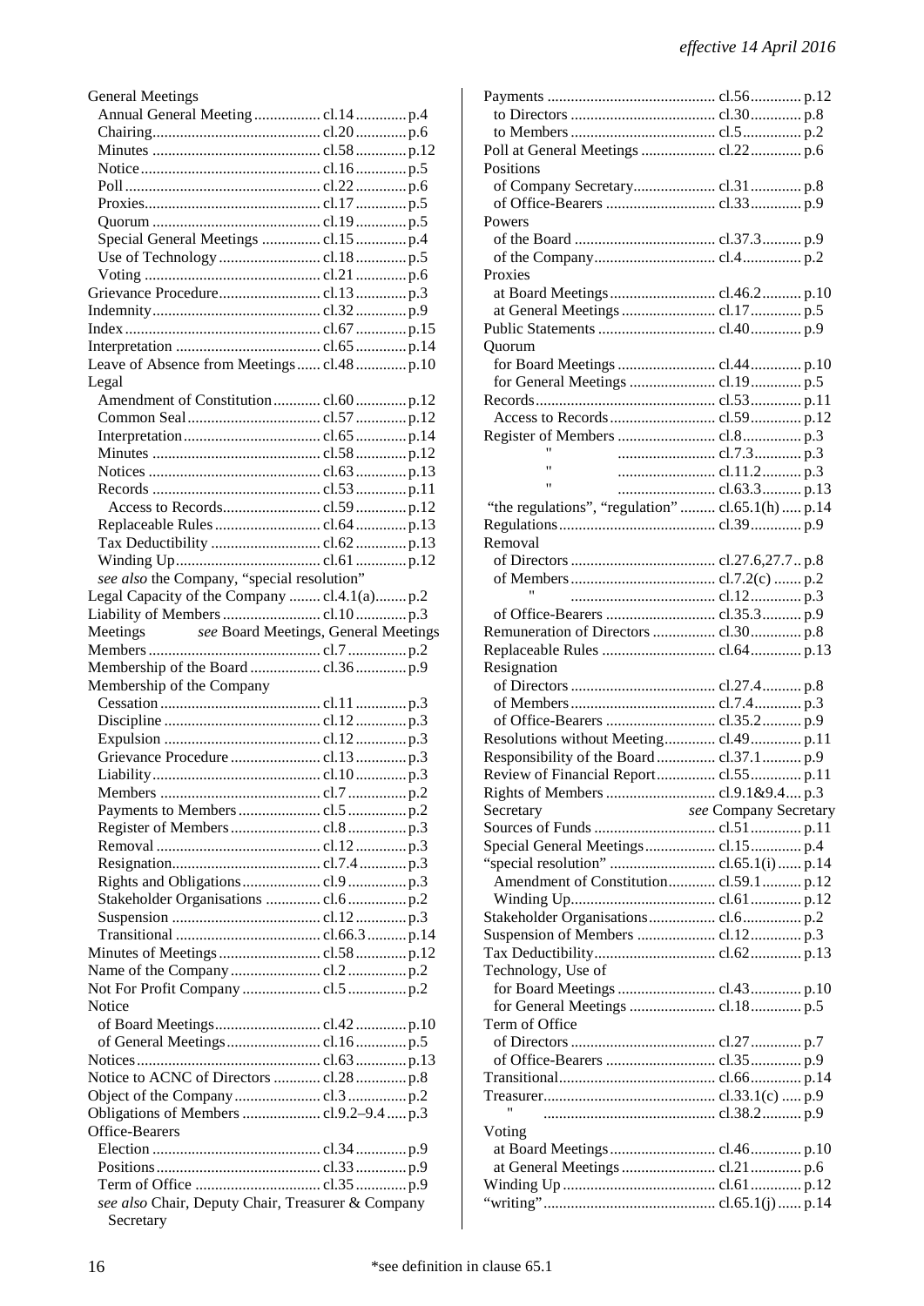General Meetings
- Annual General Meeting ................. cl.14 ............. p.4
- Chairing........................................... cl.20 ............. p.6
- Minutes ........................................... cl.58 ............. p.12
- Notice.............................................. cl.16 ............. p.5
- Poll .................................................. cl.22 ............. p.6
- Proxies............................................. cl.17 ............. p.5
- Quorum ........................................... cl.19 ............. p.5
- Special General Meetings ............... cl.15 ............. p.4
- Use of Technology .......................... cl.18 ............. p.5
- Voting ............................................. cl.21 ............. p.6

Grievance Procedure.......................... cl.13 ............. p.3
Indemnity........................................... cl.32 ............. p.9
Index .................................................. cl.67 ............. p.15
Interpretation ..................................... cl.65 ............. p.14
Leave of Absence from Meetings...... cl.48 ............. p.10

Legal
- Amendment of Constitution............ cl.60 ............. p.12
- Common Seal.................................. cl.57 ............. p.12
- Interpretation.................................. cl.65 ............. p.14
- Minutes ........................................... cl.58 ............. p.12
- Notices ............................................ cl.63 ............. p.13
- Records ........................................... cl.53 ............. p.11
  - Access to Records......................... cl.59 ............. p.12
- Replaceable Rules ........................... cl.64 ............. p.13
- Tax Deductibility ............................ cl.62 ............. p.13
- Winding Up..................................... cl.61 ............. p.12
- *see also* the Company, "special resolution"

Legal Capacity of the Company ........ cl.4.1(a)........ p.2
Liability of Members ......................... cl.10 ............. p.3
Meetings *see* Board Meetings, General Meetings
Members ............................................ cl.7 ............... p.2
Membership of the Board .................. cl.36 ............. p.9

Membership of the Company
- Cessation ......................................... cl.11 ............. p.3
- Discipline ........................................ cl.12 ............. p.3
- Expulsion ........................................ cl.12 ............. p.3
- Grievance Procedure ....................... cl.13 ............. p.3
- Liability........................................... cl.10 ............. p.3
- Members ......................................... cl.7 ............... p.2
- Payments to Members..................... cl.5 ............... p.2
- Register of Members....................... cl.8 ............... p.3
- Removal .......................................... cl.12 ............. p.3
- Resignation...................................... cl.7.4 ............ p.3
- Rights and Obligations.................... cl.9 ............... p.3
- Stakeholder Organisations .............. cl.6 ............... p.2
- Suspension ...................................... cl.12 ............. p.3
- Transitional ..................................... cl.66.3 .......... p.14

Minutes of Meetings .......................... cl.58 ............. p.12
Name of the Company ....................... cl.2 ............... p.2
Not For Profit Company .................... cl.5 ............... p.2

Notice
- of Board Meetings........................... cl.42 ............. p.10
- of General Meetings........................ cl.16 ............. p.5

Notices............................................... cl.63 ............. p.13
Notice to ACNC of Directors ............ cl.28 ............. p.8
Object of the Company...................... cl.3 ............... p.2
Obligations of Members .................... cl.9.2–9.4 ..... p.3

Office-Bearers
- Election ........................................... cl.34 ............. p.9
- Positions.......................................... cl.33 ............. p.9
- Term of Office ................................ cl.35 ............. p.9
- *see also* Chair, Deputy Chair, Treasurer & Company Secretary

Payments ........................................... cl.56 ............. p.12
- to Directors ..................................... cl.30 ............. p.8
- to Members ..................................... cl.5 ............... p.2

Poll at General Meetings ................... cl.22 ............. p.6

Positions
- of Company Secretary..................... cl.31 ............. p.8
- of Office-Bearers ............................ cl.33 ............. p.9

Powers
- of the Board .................................... cl.37.3 .......... p.9
- of the Company............................... cl.4 ............... p.2

Proxies
- at Board Meetings........................... cl.46.2 .......... p.10
- at General Meetings ........................ cl.17 ............. p.5

Public Statements .............................. cl.40 ............. p.9

Quorum
- for Board Meetings ......................... cl.44 ............. p.10
- for General Meetings ...................... cl.19 ............. p.5

Records.............................................. cl.53 ............. p.11
- Access to Records........................... cl.59 ............. p.12

Register of Members ......................... cl.8 ............... p.3
- " ......................... cl.7.3 ............ p.3
- " ......................... cl.11.2 .......... p.3
- " ......................... cl.63.3 .......... p.13

"the regulations", "regulation" ......... cl.65.1(h) ...... p.14
Regulations........................................ cl.39 ............. p.9

Removal
- of Directors ..................................... cl.27.6,27.7 .. p.8
- of Members ..................................... cl.7.2(c) ....... p.2
- " ..................................... cl.12 ............. p.3
- of Office-Bearers ............................ cl.35.3 .......... p.9

Remuneration of Directors ................ cl.30 ............. p.8
Replaceable Rules ............................. cl.64 ............. p.13

Resignation
- of Directors ..................................... cl.27.4 .......... p.8
- of Members ..................................... cl.7.4 ............ p.3
- of Office-Bearers ............................ cl.35.2 .......... p.9

Resolutions without Meeting............. cl.49 ............. p.11
Responsibility of the Board ............... cl.37.1 .......... p.9
Review of Financial Report............... cl.55 ............. p.11
Rights of Members ............................ cl.9.1&9.4 .... p.3
Secretary *see* Company Secretary
Sources of Funds ............................... cl.51 ............. p.11
Special General Meetings.................. cl.15 ............. p.4
"special resolution" ........................... cl.65.1(i) ...... p.14
- Amendment of Constitution............ cl.59.1 .......... p.12
- Winding Up..................................... cl.61 ............. p.12

Stakeholder Organisations................. cl.6 ............... p.2
Suspension of Members .................... cl.12 ............. p.3
Tax Deductibility............................... cl.62 ............. p.13

Technology, Use of
- for Board Meetings ......................... cl.43 ............. p.10
- for General Meetings ...................... cl.18 ............. p.5

Term of Office
- of Directors ..................................... cl.27 ............. p.7
- of Office-Bearers ............................ cl.35 ............. p.9

Transitional........................................ cl.66 ............. p.14
Treasurer............................................ cl.33.1(c) ...... p.9
- " ............................................ cl.38.2 .......... p.9

Voting
- at Board Meetings........................... cl.46 ............. p.10
- at General Meetings ........................ cl.21 ............. p.6

Winding Up ....................................... cl.61 ............. p.12
"writing"............................................ cl.65.1(j) ...... p.14

*see definition in clause 65.1